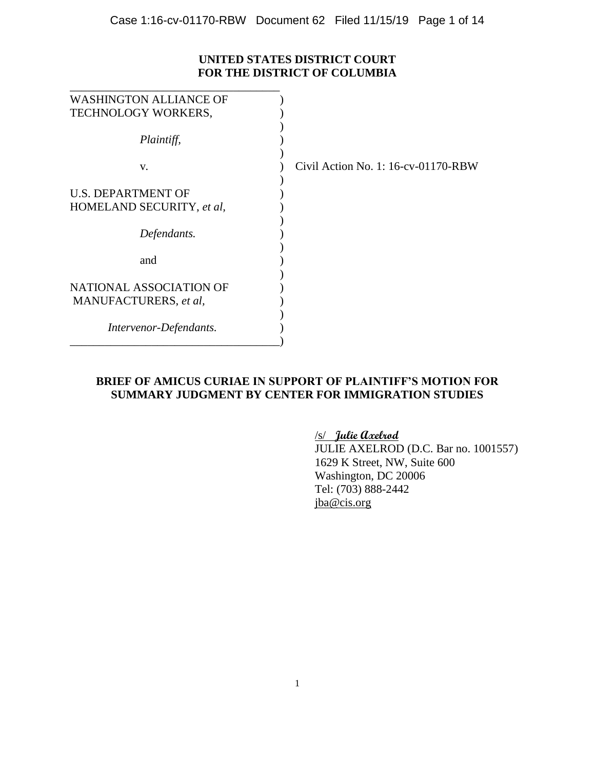**UNITED STATES DISTRICT COURT**
**FOR THE DISTRICT OF COLUMBIA**

WASHINGTON ALLIANCE OF TECHNOLOGY WORKERS,

*Plaintiff*,

v.

U.S. DEPARTMENT OF HOMELAND SECURITY, *et al*,

*Defendants.*

and

NATIONAL ASSOCIATION OF MANUFACTURERS, *et al*,

*Intervenor-Defendants.*

Civil Action No. 1: 16-cv-01170-RBW

**BRIEF OF AMICUS CURIAE IN SUPPORT OF PLAINTIFF'S MOTION FOR SUMMARY JUDGMENT BY CENTER FOR IMMIGRATION STUDIES**

/s/ *Julie Axelrod*
JULIE AXELROD (D.C. Bar no. 1001557)
1629 K Street, NW, Suite 600
Washington, DC 20006
Tel: (703) 888-2442
jba@cis.org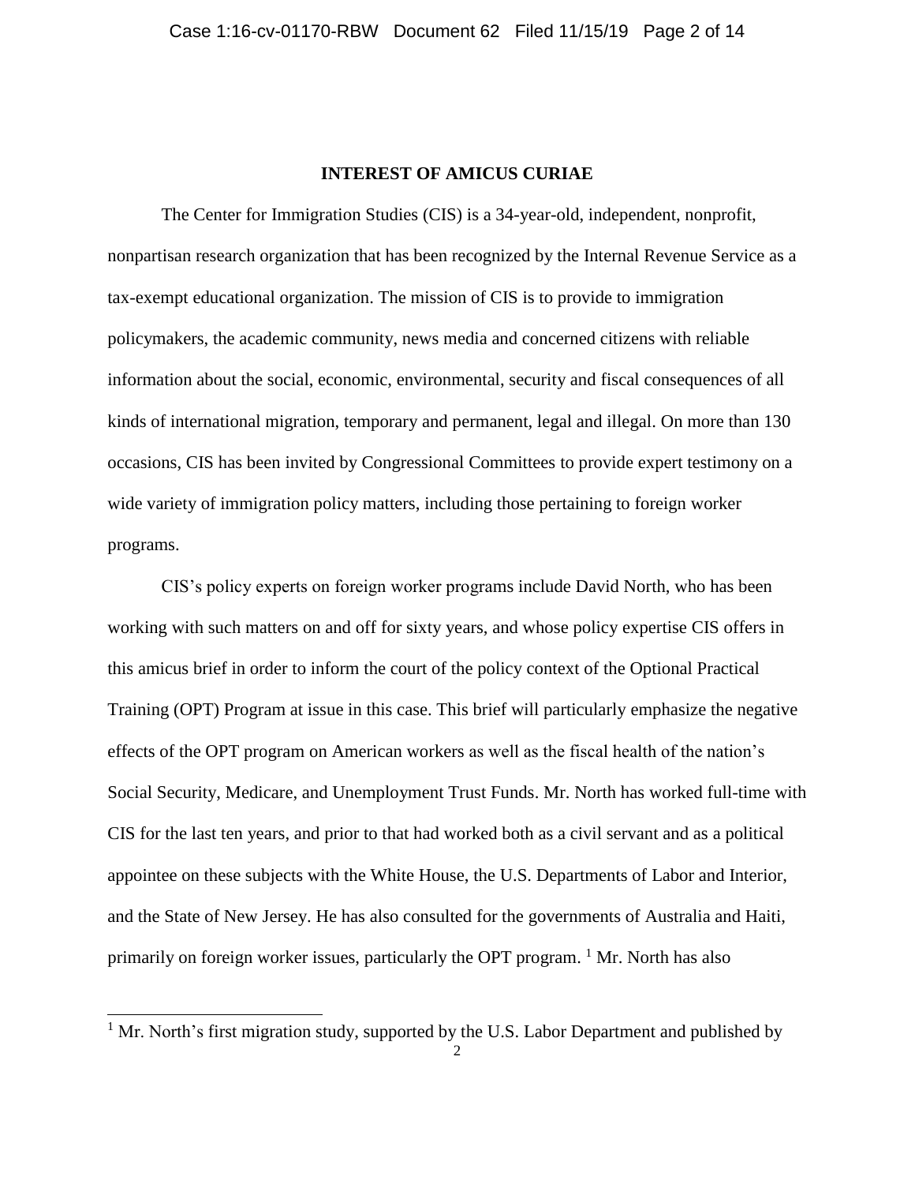## INTEREST OF AMICUS CURIAE

The Center for Immigration Studies (CIS) is a 34-year-old, independent, nonprofit, nonpartisan research organization that has been recognized by the Internal Revenue Service as a tax-exempt educational organization. The mission of CIS is to provide to immigration policymakers, the academic community, news media and concerned citizens with reliable information about the social, economic, environmental, security and fiscal consequences of all kinds of international migration, temporary and permanent, legal and illegal. On more than 130 occasions, CIS has been invited by Congressional Committees to provide expert testimony on a wide variety of immigration policy matters, including those pertaining to foreign worker programs.

CIS's policy experts on foreign worker programs include David North, who has been working with such matters on and off for sixty years, and whose policy expertise CIS offers in this amicus brief in order to inform the court of the policy context of the Optional Practical Training (OPT) Program at issue in this case. This brief will particularly emphasize the negative effects of the OPT program on American workers as well as the fiscal health of the nation's Social Security, Medicare, and Unemployment Trust Funds. Mr. North has worked full-time with CIS for the last ten years, and prior to that had worked both as a civil servant and as a political appointee on these subjects with the White House, the U.S. Departments of Labor and Interior, and the State of New Jersey. He has also consulted for the governments of Australia and Haiti, primarily on foreign worker issues, particularly the OPT program. [1] Mr. North has also

[1] Mr. North's first migration study, supported by the U.S. Labor Department and published by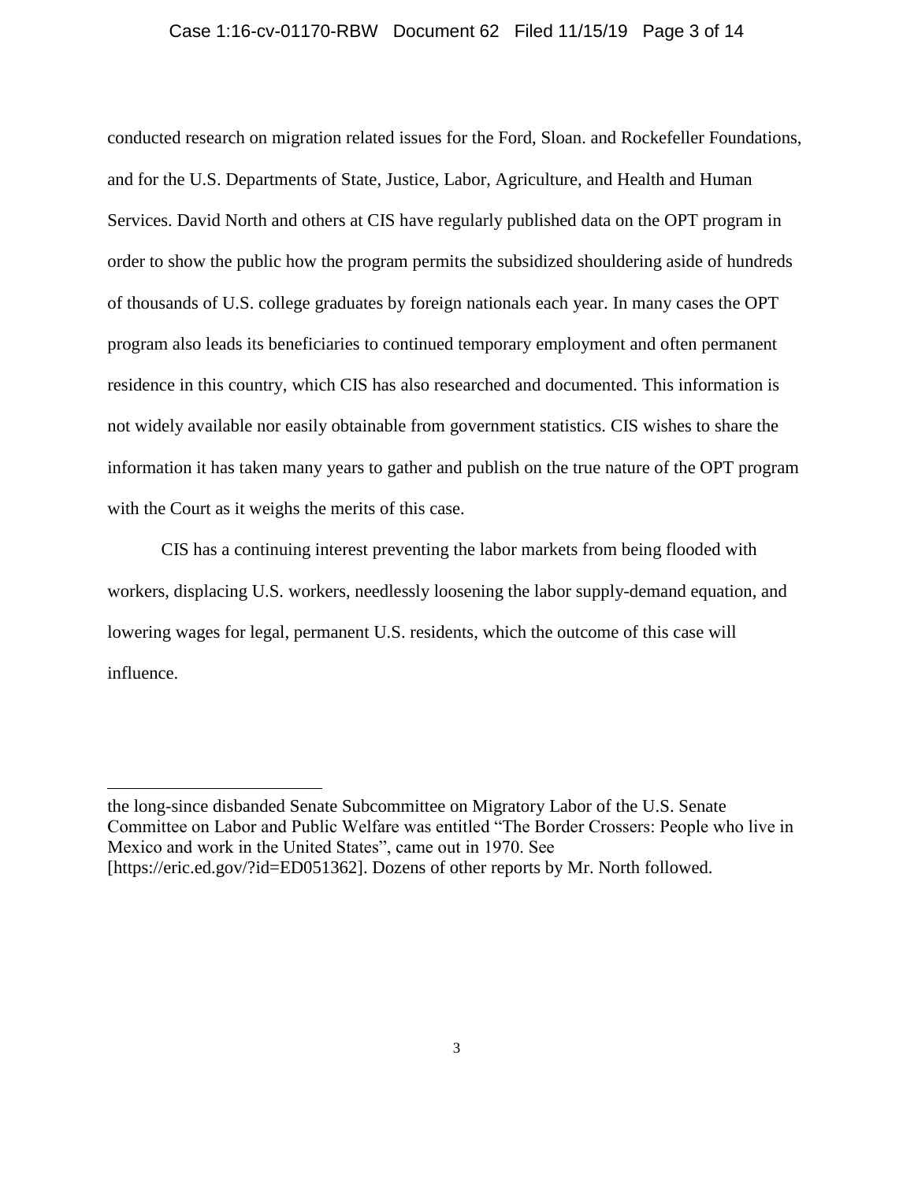conducted research on migration related issues for the Ford, Sloan. and Rockefeller Foundations, and for the U.S. Departments of State, Justice, Labor, Agriculture, and Health and Human Services. David North and others at CIS have regularly published data on the OPT program in order to show the public how the program permits the subsidized shouldering aside of hundreds of thousands of U.S. college graduates by foreign nationals each year. In many cases the OPT program also leads its beneficiaries to continued temporary employment and often permanent residence in this country, which CIS has also researched and documented. This information is not widely available nor easily obtainable from government statistics. CIS wishes to share the information it has taken many years to gather and publish on the true nature of the OPT program with the Court as it weighs the merits of this case.

CIS has a continuing interest preventing the labor markets from being flooded with workers, displacing U.S. workers, needlessly loosening the labor supply-demand equation, and lowering wages for legal, permanent U.S. residents, which the outcome of this case will influence.

---

the long-since disbanded Senate Subcommittee on Migratory Labor of the U.S. Senate Committee on Labor and Public Welfare was entitled "The Border Crossers: People who live in Mexico and work in the United States", came out in 1970. See [https://eric.ed.gov/?id=ED051362]. Dozens of other reports by Mr. North followed.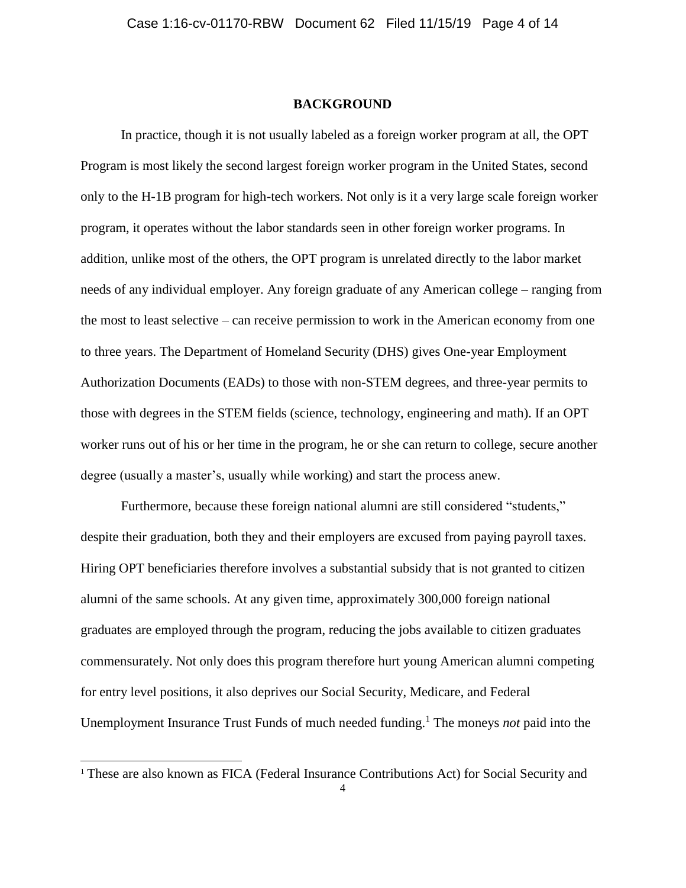## BACKGROUND

In practice, though it is not usually labeled as a foreign worker program at all, the OPT Program is most likely the second largest foreign worker program in the United States, second only to the H-1B program for high-tech workers. Not only is it a very large scale foreign worker program, it operates without the labor standards seen in other foreign worker programs. In addition, unlike most of the others, the OPT program is unrelated directly to the labor market needs of any individual employer. Any foreign graduate of any American college – ranging from the most to least selective – can receive permission to work in the American economy from one to three years. The Department of Homeland Security (DHS) gives One-year Employment Authorization Documents (EADs) to those with non-STEM degrees, and three-year permits to those with degrees in the STEM fields (science, technology, engineering and math). If an OPT worker runs out of his or her time in the program, he or she can return to college, secure another degree (usually a master's, usually while working) and start the process anew.

Furthermore, because these foreign national alumni are still considered "students," despite their graduation, both they and their employers are excused from paying payroll taxes. Hiring OPT beneficiaries therefore involves a substantial subsidy that is not granted to citizen alumni of the same schools. At any given time, approximately 300,000 foreign national graduates are employed through the program, reducing the jobs available to citizen graduates commensurately. Not only does this program therefore hurt young American alumni competing for entry level positions, it also deprives our Social Security, Medicare, and Federal Unemployment Insurance Trust Funds of much needed funding.[1] The moneys *not* paid into the

[1] These are also known as FICA (Federal Insurance Contributions Act) for Social Security and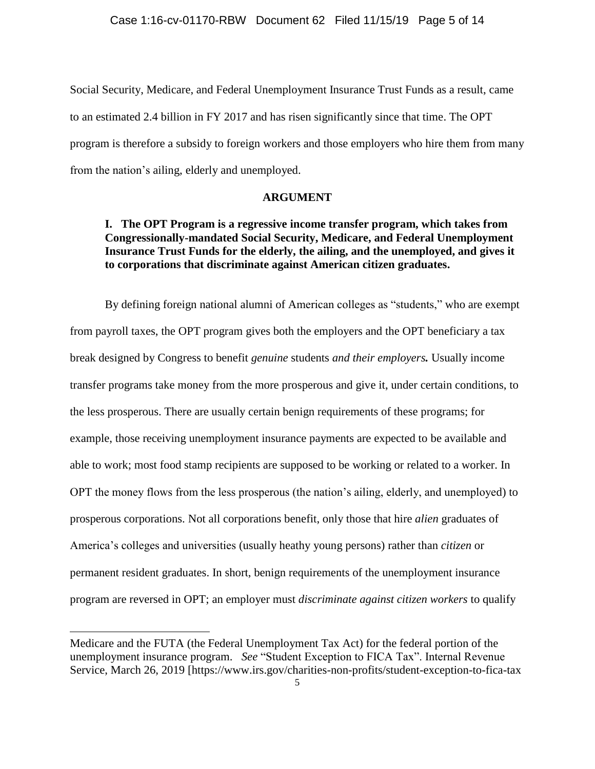Social Security, Medicare, and Federal Unemployment Insurance Trust Funds as a result, came to an estimated 2.4 billion in FY 2017 and has risen significantly since that time. The OPT program is therefore a subsidy to foreign workers and those employers who hire them from many from the nation's ailing, elderly and unemployed.

## ARGUMENT

### I. The OPT Program is a regressive income transfer program, which takes from Congressionally-mandated Social Security, Medicare, and Federal Unemployment Insurance Trust Funds for the elderly, the ailing, and the unemployed, and gives it to corporations that discriminate against American citizen graduates.

By defining foreign national alumni of American colleges as "students," who are exempt from payroll taxes, the OPT program gives both the employers and the OPT beneficiary a tax break designed by Congress to benefit *genuine* students ***and their employers.*** Usually income transfer programs take money from the more prosperous and give it, under certain conditions, to the less prosperous. There are usually certain benign requirements of these programs; for example, those receiving unemployment insurance payments are expected to be available and able to work; most food stamp recipients are supposed to be working or related to a worker. In OPT the money flows from the less prosperous (the nation's ailing, elderly, and unemployed) to prosperous corporations. Not all corporations benefit, only those that hire *alien* graduates of America's colleges and universities (usually heathy young persons) rather than *citizen* or permanent resident graduates. In short, benign requirements of the unemployment insurance program are reversed in OPT; an employer must *discriminate against citizen workers* to qualify

---

Medicare and the FUTA (the Federal Unemployment Tax Act) for the federal portion of the unemployment insurance program. *See* "Student Exception to FICA Tax". Internal Revenue Service, March 26, 2019 [https://www.irs.gov/charities-non-profits/student-exception-to-fica-tax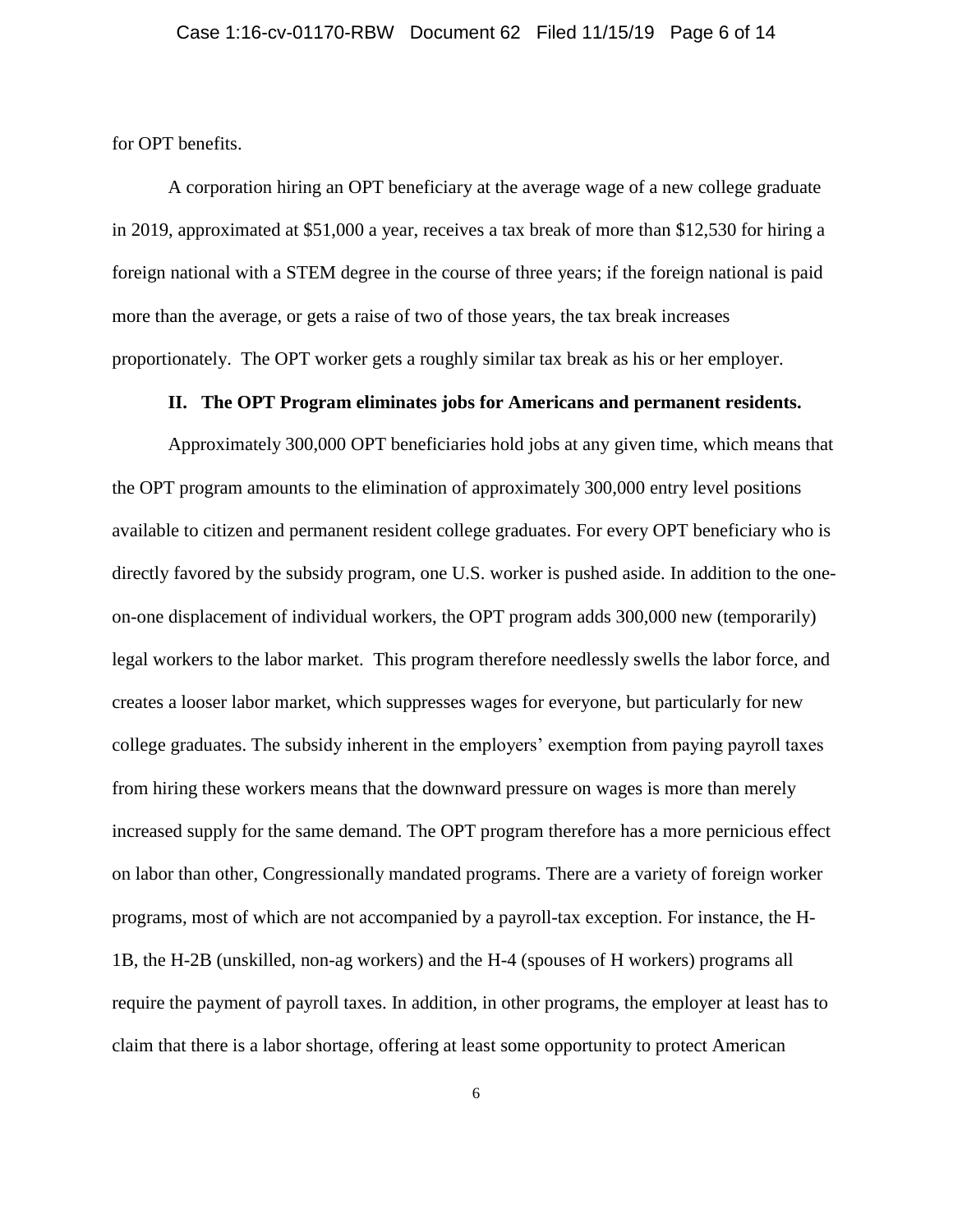for OPT benefits.

A corporation hiring an OPT beneficiary at the average wage of a new college graduate in 2019, approximated at $51,000 a year, receives a tax break of more than $12,530 for hiring a foreign national with a STEM degree in the course of three years; if the foreign national is paid more than the average, or gets a raise of two of those years, the tax break increases proportionately. The OPT worker gets a roughly similar tax break as his or her employer.

## II. The OPT Program eliminates jobs for Americans and permanent residents.

Approximately 300,000 OPT beneficiaries hold jobs at any given time, which means that the OPT program amounts to the elimination of approximately 300,000 entry level positions available to citizen and permanent resident college graduates. For every OPT beneficiary who is directly favored by the subsidy program, one U.S. worker is pushed aside. In addition to the one-on-one displacement of individual workers, the OPT program adds 300,000 new (temporarily) legal workers to the labor market. This program therefore needlessly swells the labor force, and creates a looser labor market, which suppresses wages for everyone, but particularly for new college graduates. The subsidy inherent in the employers' exemption from paying payroll taxes from hiring these workers means that the downward pressure on wages is more than merely increased supply for the same demand. The OPT program therefore has a more pernicious effect on labor than other, Congressionally mandated programs. There are a variety of foreign worker programs, most of which are not accompanied by a payroll-tax exception. For instance, the H-1B, the H-2B (unskilled, non-ag workers) and the H-4 (spouses of H workers) programs all require the payment of payroll taxes. In addition, in other programs, the employer at least has to claim that there is a labor shortage, offering at least some opportunity to protect American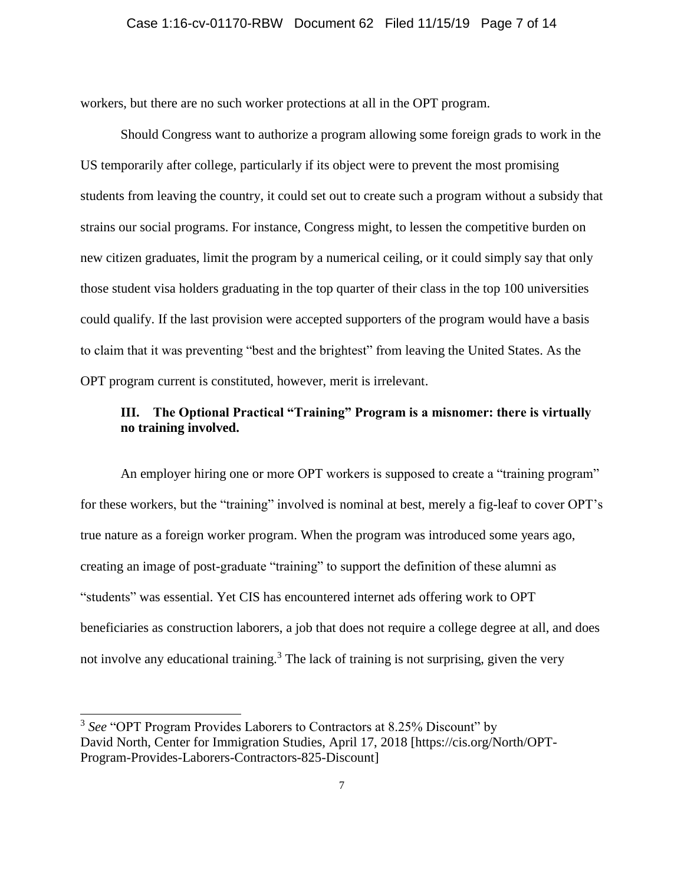workers, but there are no such worker protections at all in the OPT program.

Should Congress want to authorize a program allowing some foreign grads to work in the US temporarily after college, particularly if its object were to prevent the most promising students from leaving the country, it could set out to create such a program without a subsidy that strains our social programs. For instance, Congress might, to lessen the competitive burden on new citizen graduates, limit the program by a numerical ceiling, or it could simply say that only those student visa holders graduating in the top quarter of their class in the top 100 universities could qualify. If the last provision were accepted supporters of the program would have a basis to claim that it was preventing "best and the brightest" from leaving the United States. As the OPT program current is constituted, however, merit is irrelevant.

### III. The Optional Practical "Training" Program is a misnomer: there is virtually no training involved.

An employer hiring one or more OPT workers is supposed to create a "training program" for these workers, but the "training" involved is nominal at best, merely a fig-leaf to cover OPT's true nature as a foreign worker program. When the program was introduced some years ago, creating an image of post-graduate "training" to support the definition of these alumni as "students" was essential. Yet CIS has encountered internet ads offering work to OPT beneficiaries as construction laborers, a job that does not require a college degree at all, and does not involve any educational training.[3] The lack of training is not surprising, given the very

---

[3] *See* "OPT Program Provides Laborers to Contractors at 8.25% Discount" by David North, Center for Immigration Studies, April 17, 2018 [https://cis.org/North/OPT-Program-Provides-Laborers-Contractors-825-Discount]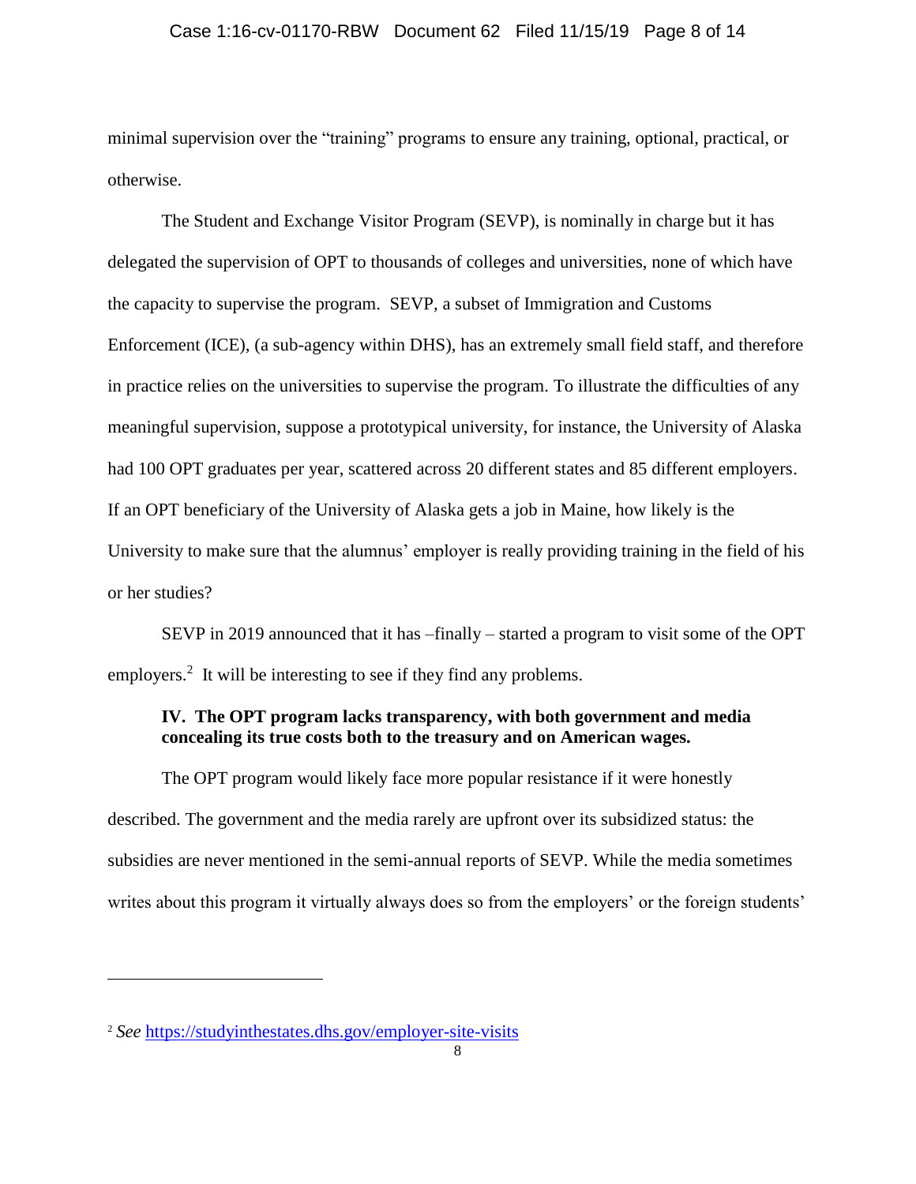minimal supervision over the "training" programs to ensure any training, optional, practical, or otherwise.

The Student and Exchange Visitor Program (SEVP), is nominally in charge but it has delegated the supervision of OPT to thousands of colleges and universities, none of which have the capacity to supervise the program. SEVP, a subset of Immigration and Customs Enforcement (ICE), (a sub-agency within DHS), has an extremely small field staff, and therefore in practice relies on the universities to supervise the program. To illustrate the difficulties of any meaningful supervision, suppose a prototypical university, for instance, the University of Alaska had 100 OPT graduates per year, scattered across 20 different states and 85 different employers. If an OPT beneficiary of the University of Alaska gets a job in Maine, how likely is the University to make sure that the alumnus' employer is really providing training in the field of his or her studies?

SEVP in 2019 announced that it has –finally – started a program to visit some of the OPT employers.[2] It will be interesting to see if they find any problems.

**IV. The OPT program lacks transparency, with both government and media concealing its true costs both to the treasury and on American wages.**

The OPT program would likely face more popular resistance if it were honestly described. The government and the media rarely are upfront over its subsidized status: the subsidies are never mentioned in the semi-annual reports of SEVP. While the media sometimes writes about this program it virtually always does so from the employers' or the foreign students'

---

[2] *See* https://studyinthestates.dhs.gov/employer-site-visits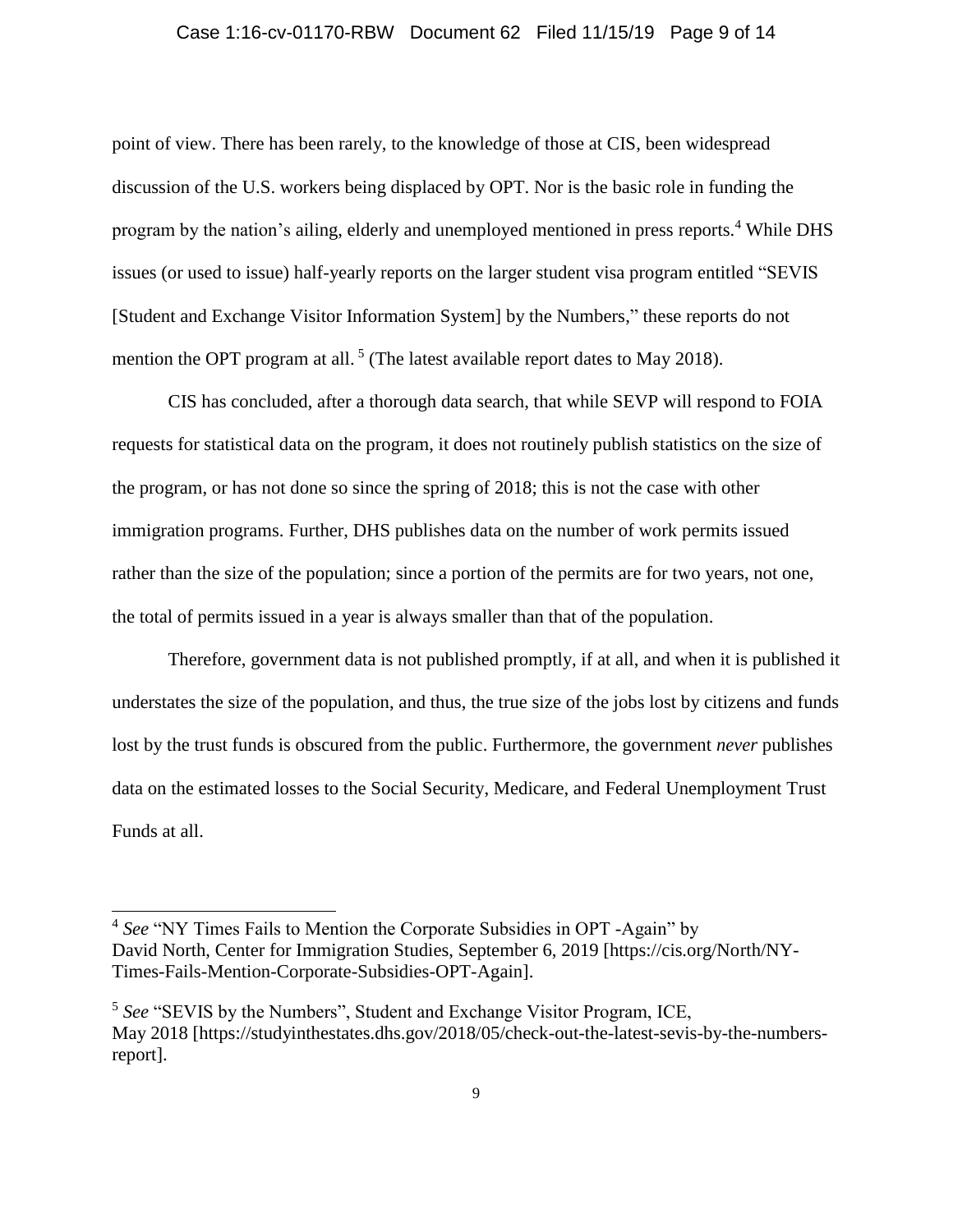point of view. There has been rarely, to the knowledge of those at CIS, been widespread discussion of the U.S. workers being displaced by OPT. Nor is the basic role in funding the program by the nation's ailing, elderly and unemployed mentioned in press reports.[4] While DHS issues (or used to issue) half-yearly reports on the larger student visa program entitled "SEVIS [Student and Exchange Visitor Information System] by the Numbers," these reports do not mention the OPT program at all.[5] (The latest available report dates to May 2018).

CIS has concluded, after a thorough data search, that while SEVP will respond to FOIA requests for statistical data on the program, it does not routinely publish statistics on the size of the program, or has not done so since the spring of 2018; this is not the case with other immigration programs. Further, DHS publishes data on the number of work permits issued rather than the size of the population; since a portion of the permits are for two years, not one, the total of permits issued in a year is always smaller than that of the population.

Therefore, government data is not published promptly, if at all, and when it is published it understates the size of the population, and thus, the true size of the jobs lost by citizens and funds lost by the trust funds is obscured from the public. Furthermore, the government *never* publishes data on the estimated losses to the Social Security, Medicare, and Federal Unemployment Trust Funds at all.

---

[4] *See* "NY Times Fails to Mention the Corporate Subsidies in OPT -Again" by David North, Center for Immigration Studies, September 6, 2019 [https://cis.org/North/NY-Times-Fails-Mention-Corporate-Subsidies-OPT-Again].

[5] *See* "SEVIS by the Numbers", Student and Exchange Visitor Program, ICE, May 2018 [https://studyinthestates.dhs.gov/2018/05/check-out-the-latest-sevis-by-the-numbers-report].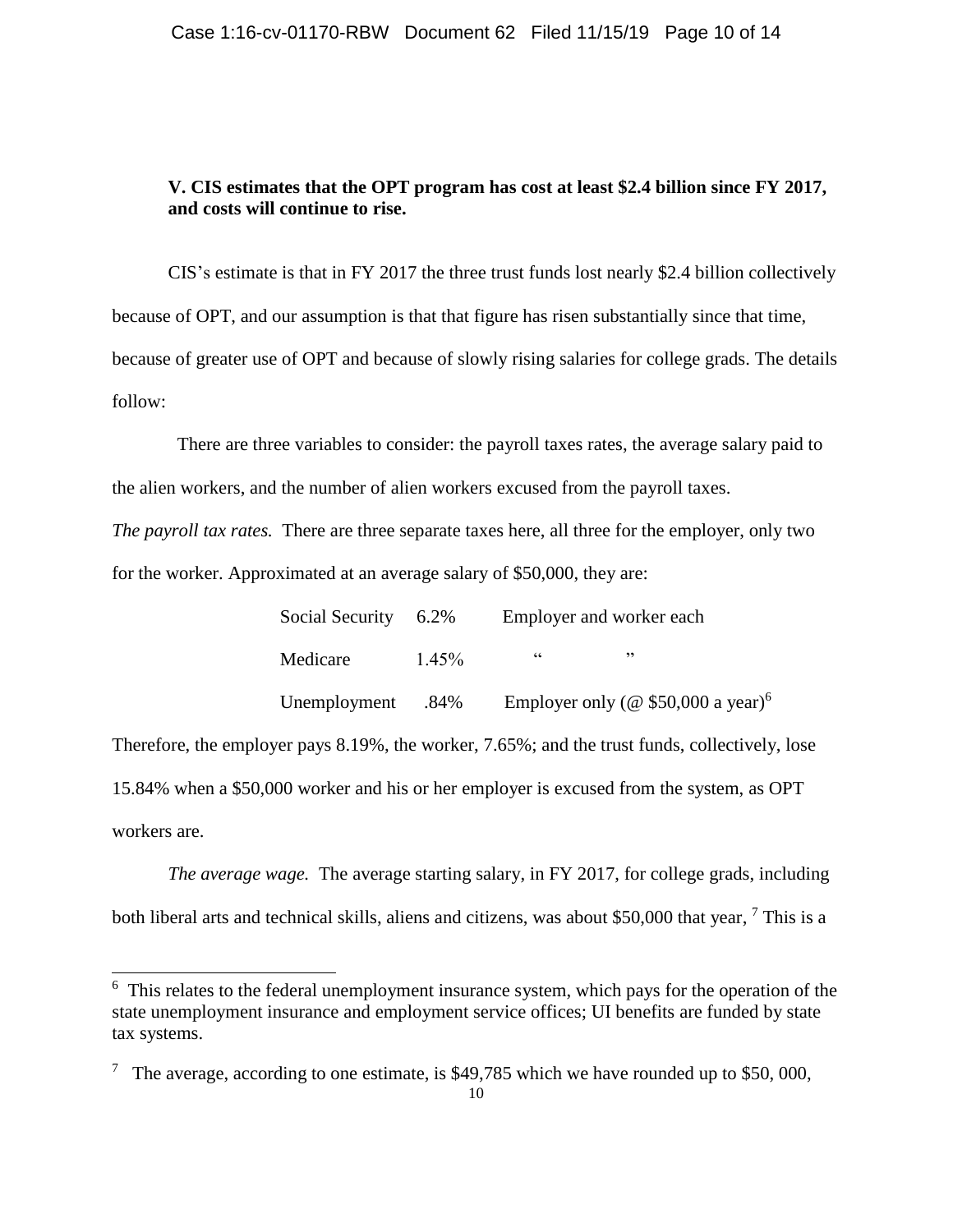**V. CIS estimates that the OPT program has cost at least \$2.4 billion since FY 2017, and costs will continue to rise.**

CIS's estimate is that in FY 2017 the three trust funds lost nearly \$2.4 billion collectively because of OPT, and our assumption is that that figure has risen substantially since that time, because of greater use of OPT and because of slowly rising salaries for college grads. The details follow:

There are three variables to consider: the payroll taxes rates, the average salary paid to the alien workers, and the number of alien workers excused from the payroll taxes.

*The payroll tax rates.* There are three separate taxes here, all three for the employer, only two for the worker. Approximated at an average salary of \$50,000, they are:

| | | |
|---|---|---|
| Social Security | 6.2% | Employer and worker each |
| Medicare | 1.45% | " " |
| Unemployment | .84% | Employer only (@ \$50,000 a year)[6] |

Therefore, the employer pays 8.19%, the worker, 7.65%; and the trust funds, collectively, lose 15.84% when a \$50,000 worker and his or her employer is excused from the system, as OPT workers are.

*The average wage.* The average starting salary, in FY 2017, for college grads, including both liberal arts and technical skills, aliens and citizens, was about \$50,000 that year, [7] This is a

---

[6] This relates to the federal unemployment insurance system, which pays for the operation of the state unemployment insurance and employment service offices; UI benefits are funded by state tax systems.

[7] The average, according to one estimate, is \$49,785 which we have rounded up to \$50, 000,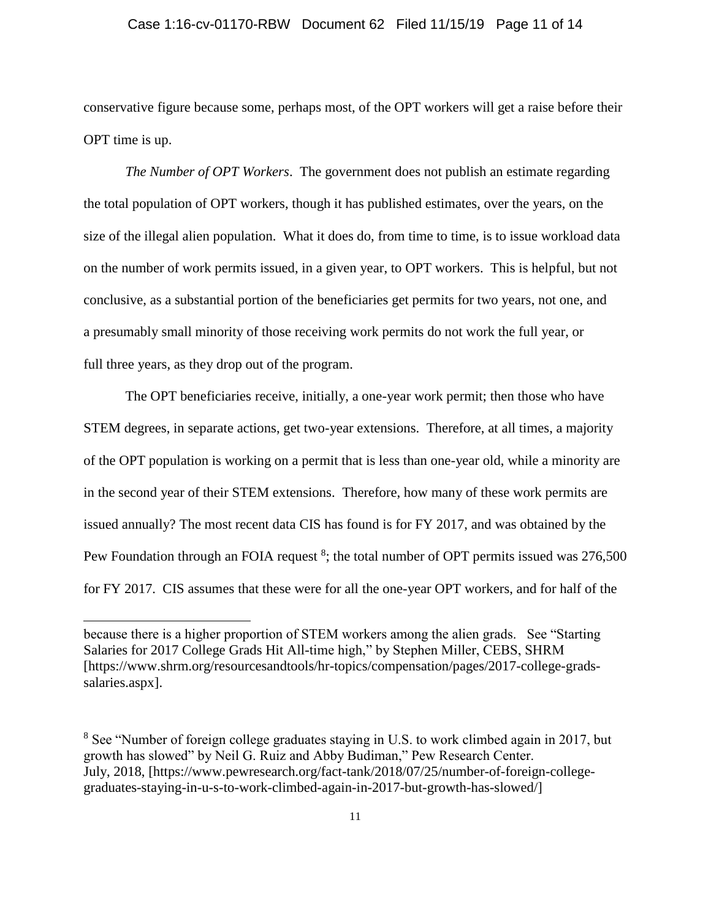conservative figure because some, perhaps most, of the OPT workers will get a raise before their OPT time is up.

*The Number of OPT Workers*. The government does not publish an estimate regarding the total population of OPT workers, though it has published estimates, over the years, on the size of the illegal alien population. What it does do, from time to time, is to issue workload data on the number of work permits issued, in a given year, to OPT workers. This is helpful, but not conclusive, as a substantial portion of the beneficiaries get permits for two years, not one, and a presumably small minority of those receiving work permits do not work the full year, or full three years, as they drop out of the program.

The OPT beneficiaries receive, initially, a one-year work permit; then those who have STEM degrees, in separate actions, get two-year extensions. Therefore, at all times, a majority of the OPT population is working on a permit that is less than one-year old, while a minority are in the second year of their STEM extensions. Therefore, how many of these work permits are issued annually? The most recent data CIS has found is for FY 2017, and was obtained by the Pew Foundation through an FOIA request [8]; the total number of OPT permits issued was 276,500 for FY 2017. CIS assumes that these were for all the one-year OPT workers, and for half of the

---

because there is a higher proportion of STEM workers among the alien grads. See "Starting Salaries for 2017 College Grads Hit All-time high," by Stephen Miller, CEBS, SHRM [https://www.shrm.org/resourcesandtools/hr-topics/compensation/pages/2017-college-grads-salaries.aspx].

[8] See "Number of foreign college graduates staying in U.S. to work climbed again in 2017, but growth has slowed" by Neil G. Ruiz and Abby Budiman," Pew Research Center. July, 2018, [https://www.pewresearch.org/fact-tank/2018/07/25/number-of-foreign-college-graduates-staying-in-u-s-to-work-climbed-again-in-2017-but-growth-has-slowed/]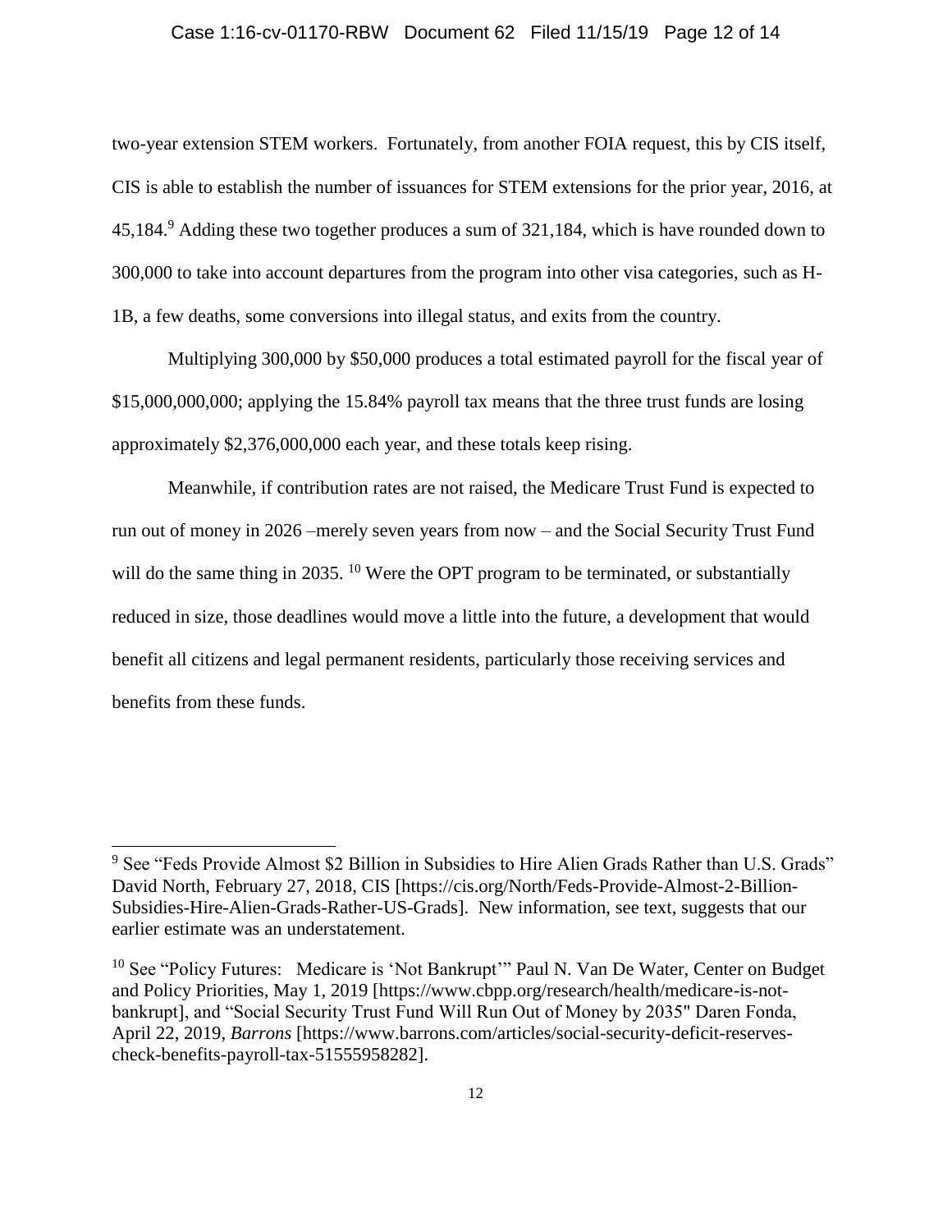two-year extension STEM workers. Fortunately, from another FOIA request, this by CIS itself, CIS is able to establish the number of issuances for STEM extensions for the prior year, 2016, at 45,184.[9] Adding these two together produces a sum of 321,184, which is have rounded down to 300,000 to take into account departures from the program into other visa categories, such as H-1B, a few deaths, some conversions into illegal status, and exits from the country.

Multiplying 300,000 by $50,000 produces a total estimated payroll for the fiscal year of $15,000,000,000; applying the 15.84% payroll tax means that the three trust funds are losing approximately $2,376,000,000 each year, and these totals keep rising.

Meanwhile, if contribution rates are not raised, the Medicare Trust Fund is expected to run out of money in 2026 –merely seven years from now – and the Social Security Trust Fund will do the same thing in 2035. [10] Were the OPT program to be terminated, or substantially reduced in size, those deadlines would move a little into the future, a development that would benefit all citizens and legal permanent residents, particularly those receiving services and benefits from these funds.

---

[9] See "Feds Provide Almost $2 Billion in Subsidies to Hire Alien Grads Rather than U.S. Grads" David North, February 27, 2018, CIS [https://cis.org/North/Feds-Provide-Almost-2-Billion-Subsidies-Hire-Alien-Grads-Rather-US-Grads]. New information, see text, suggests that our earlier estimate was an understatement.

[10] See "Policy Futures: Medicare is 'Not Bankrupt'" Paul N. Van De Water, Center on Budget and Policy Priorities, May 1, 2019 [https://www.cbpp.org/research/health/medicare-is-not-bankrupt], and "Social Security Trust Fund Will Run Out of Money by 2035" Daren Fonda, April 22, 2019, *Barrons* [https://www.barrons.com/articles/social-security-deficit-reserves-check-benefits-payroll-tax-51555958282].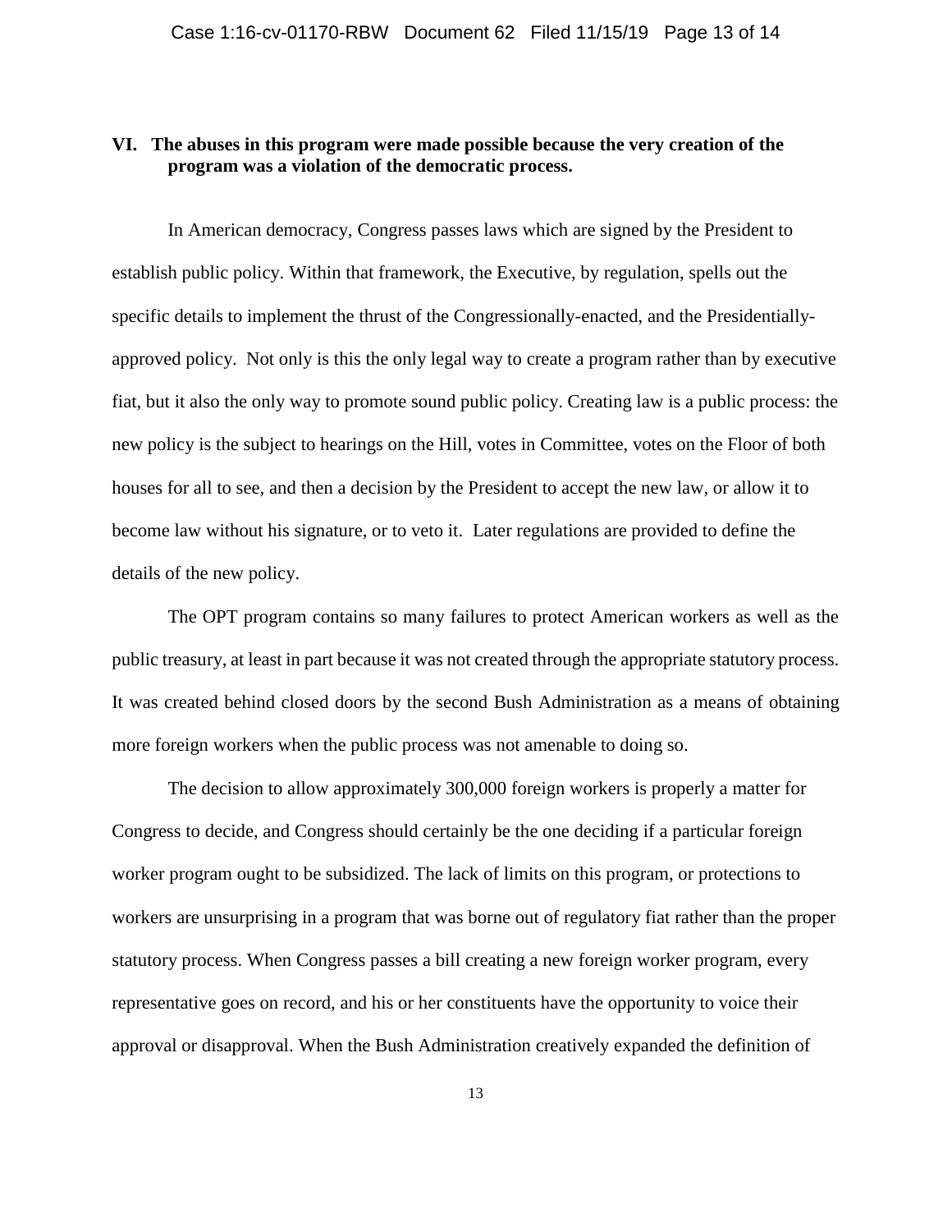## VI. The abuses in this program were made possible because the very creation of the program was a violation of the democratic process.

In American democracy, Congress passes laws which are signed by the President to establish public policy. Within that framework, the Executive, by regulation, spells out the specific details to implement the thrust of the Congressionally-enacted, and the Presidentially-approved policy. Not only is this the only legal way to create a program rather than by executive fiat, but it also the only way to promote sound public policy. Creating law is a public process: the new policy is the subject to hearings on the Hill, votes in Committee, votes on the Floor of both houses for all to see, and then a decision by the President to accept the new law, or allow it to become law without his signature, or to veto it. Later regulations are provided to define the details of the new policy.

The OPT program contains so many failures to protect American workers as well as the public treasury, at least in part because it was not created through the appropriate statutory process. It was created behind closed doors by the second Bush Administration as a means of obtaining more foreign workers when the public process was not amenable to doing so.

The decision to allow approximately 300,000 foreign workers is properly a matter for Congress to decide, and Congress should certainly be the one deciding if a particular foreign worker program ought to be subsidized. The lack of limits on this program, or protections to workers are unsurprising in a program that was borne out of regulatory fiat rather than the proper statutory process. When Congress passes a bill creating a new foreign worker program, every representative goes on record, and his or her constituents have the opportunity to voice their approval or disapproval. When the Bush Administration creatively expanded the definition of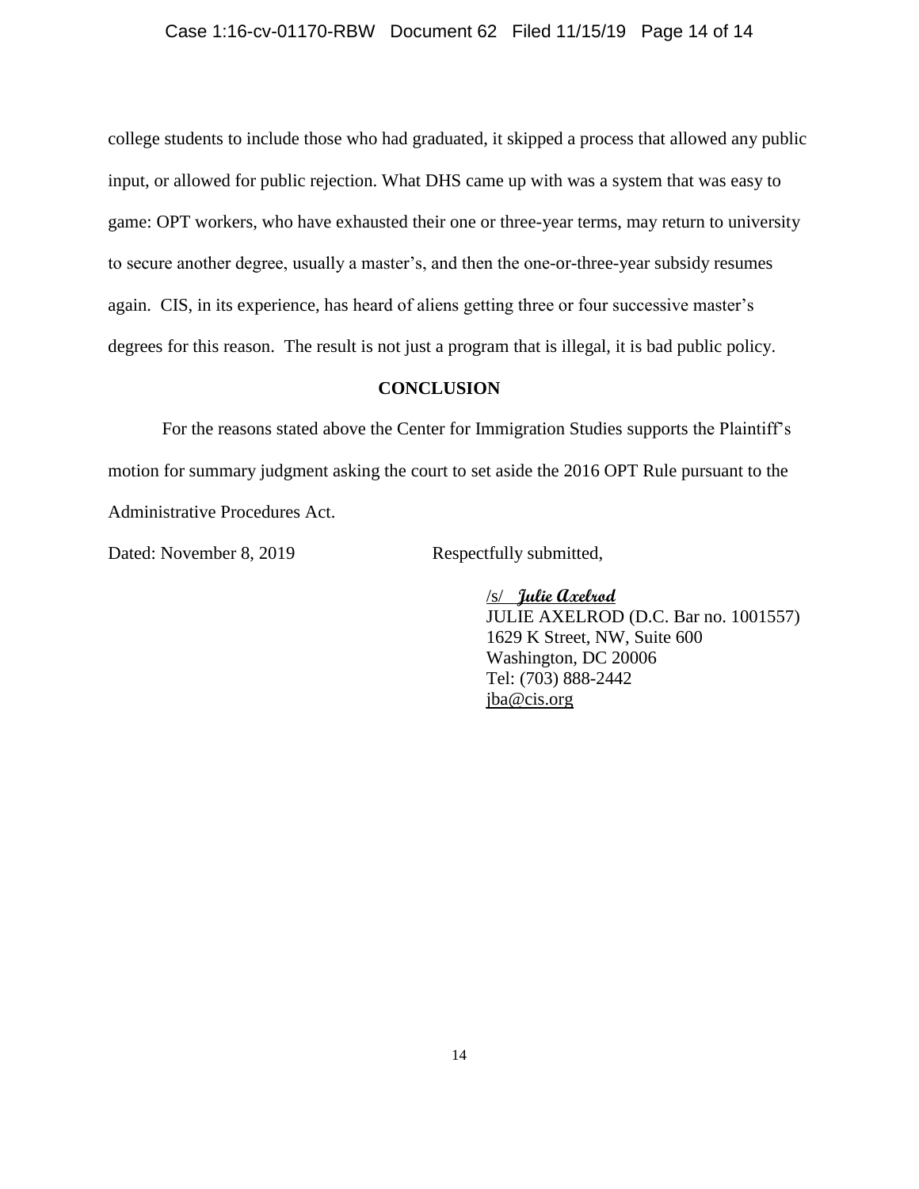college students to include those who had graduated, it skipped a process that allowed any public input, or allowed for public rejection. What DHS came up with was a system that was easy to game: OPT workers, who have exhausted their one or three-year terms, may return to university to secure another degree, usually a master's, and then the one-or-three-year subsidy resumes again. CIS, in its experience, has heard of aliens getting three or four successive master's degrees for this reason. The result is not just a program that is illegal, it is bad public policy.

## CONCLUSION

For the reasons stated above the Center for Immigration Studies supports the Plaintiff's motion for summary judgment asking the court to set aside the 2016 OPT Rule pursuant to the Administrative Procedures Act.

Dated: November 8, 2019

Respectfully submitted,

/s/ *Julie Axelrod*
JULIE AXELROD (D.C. Bar no. 1001557)
1629 K Street, NW, Suite 600
Washington, DC 20006
Tel: (703) 888-2442
jba@cis.org